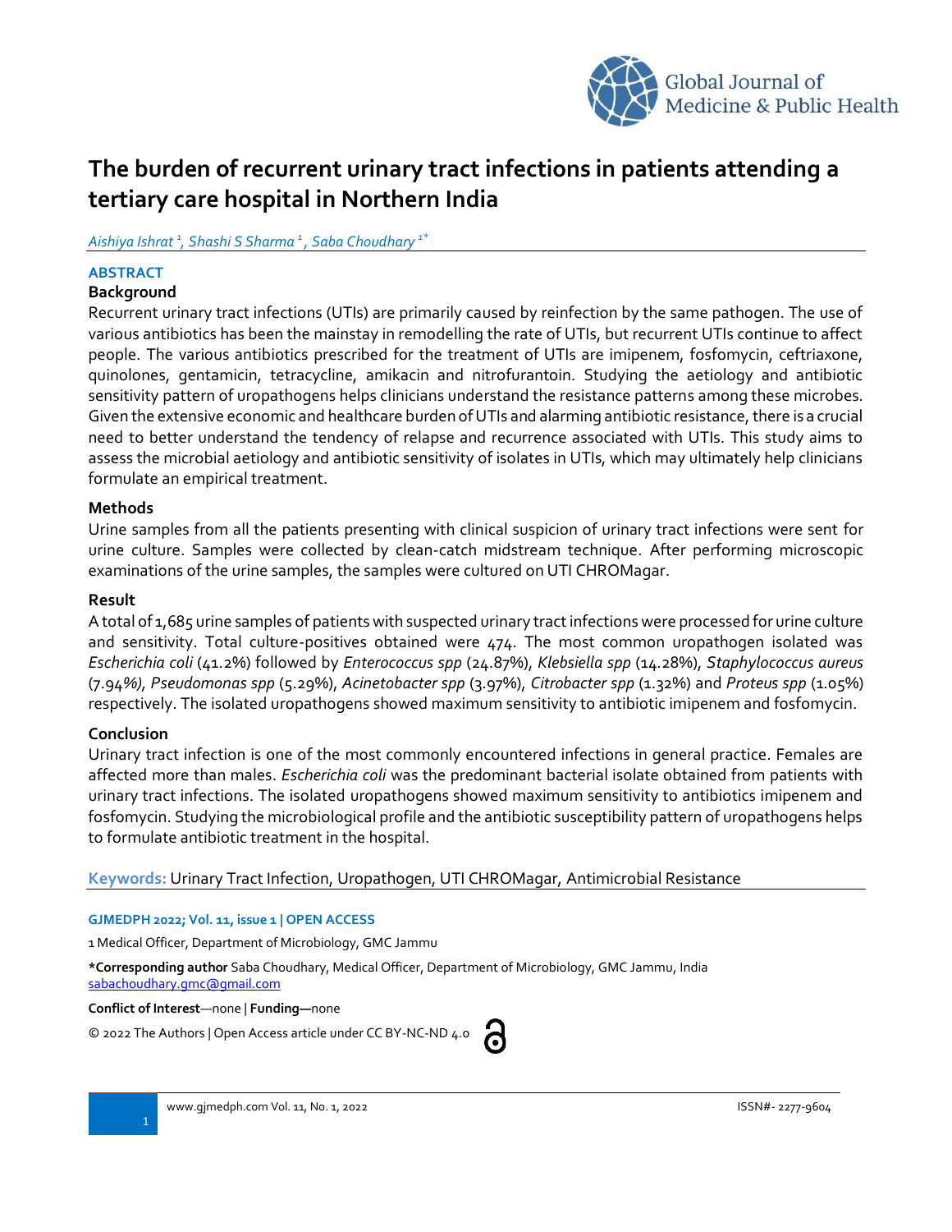# The burden of recurrent urinary tract infections in patients attending a tertiary care hospital in Northern India

*Aishiya Ishrat [1], Shashi S Sharma [1], Saba Choudhary [1*]*

## ABSTRACT

### Background

Recurrent urinary tract infections (UTIs) are primarily caused by reinfection by the same pathogen. The use of various antibiotics has been the mainstay in remodelling the rate of UTIs, but recurrent UTIs continue to affect people. The various antibiotics prescribed for the treatment of UTIs are imipenem, fosfomycin, ceftriaxone, quinolones, gentamicin, tetracycline, amikacin and nitrofurantoin. Studying the aetiology and antibiotic sensitivity pattern of uropathogens helps clinicians understand the resistance patterns among these microbes. Given the extensive economic and healthcare burden of UTIs and alarming antibiotic resistance, there is a crucial need to better understand the tendency of relapse and recurrence associated with UTIs. This study aims to assess the microbial aetiology and antibiotic sensitivity of isolates in UTIs, which may ultimately help clinicians formulate an empirical treatment.

### Methods

Urine samples from all the patients presenting with clinical suspicion of urinary tract infections were sent for urine culture. Samples were collected by clean-catch midstream technique. After performing microscopic examinations of the urine samples, the samples were cultured on UTI CHROMagar.

### Result

A total of 1,685 urine samples of patients with suspected urinary tract infections were processed for urine culture and sensitivity. Total culture-positives obtained were 474. The most common uropathogen isolated was *Escherichia coli* (41.2%) followed by *Enterococcus spp* (24.87%), *Klebsiella spp* (14.28%), *Staphylococcus aureus* (7.94%), *Pseudomonas spp* (5.29%), *Acinetobacter spp* (3.97%), *Citrobacter spp* (1.32%) and *Proteus spp* (1.05%) respectively. The isolated uropathogens showed maximum sensitivity to antibiotic imipenem and fosfomycin.

### Conclusion

Urinary tract infection is one of the most commonly encountered infections in general practice. Females are affected more than males. *Escherichia coli* was the predominant bacterial isolate obtained from patients with urinary tract infections. The isolated uropathogens showed maximum sensitivity to antibiotics imipenem and fosfomycin. Studying the microbiological profile and the antibiotic susceptibility pattern of uropathogens helps to formulate antibiotic treatment in the hospital.

**Keywords:** Urinary Tract Infection, Uropathogen, UTI CHROMagar, Antimicrobial Resistance

**GJMEDPH 2022; Vol. 11, issue 1 | OPEN ACCESS**

1 Medical Officer, Department of Microbiology, GMC Jammu

***Corresponding author** Saba Choudhary, Medical Officer, Department of Microbiology, GMC Jammu, India
sabachoudhary.gmc@gmail.com

**Conflict of Interest**—none | **Funding**—none

© 2022 The Authors | Open Access article under CC BY-NC-ND 4.0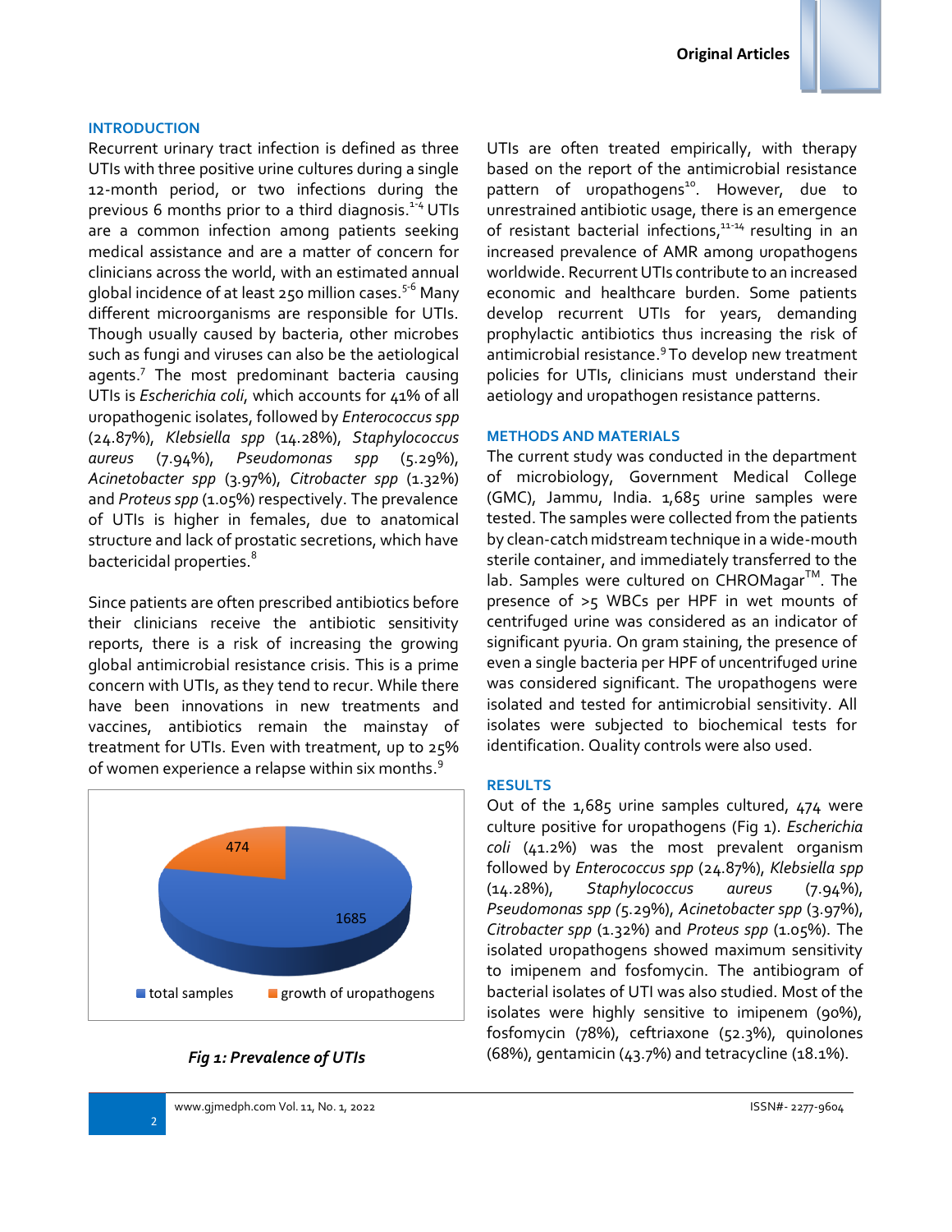## INTRODUCTION

Recurrent urinary tract infection is defined as three UTIs with three positive urine cultures during a single 12-month period, or two infections during the previous 6 months prior to a third diagnosis.[1-4] UTIs are a common infection among patients seeking medical assistance and are a matter of concern for clinicians across the world, with an estimated annual global incidence of at least 250 million cases.[5-6] Many different microorganisms are responsible for UTIs. Though usually caused by bacteria, other microbes such as fungi and viruses can also be the aetiological agents.[7] The most predominant bacteria causing UTIs is *Escherichia coli*, which accounts for 41% of all uropathogenic isolates, followed by *Enterococcus spp* (24.87%), *Klebsiella spp* (14.28%), *Staphylococcus aureus* (7.94%), *Pseudomonas spp* (5.29%), *Acinetobacter spp* (3.97%), *Citrobacter spp* (1.32%) and *Proteus spp* (1.05%) respectively. The prevalence of UTIs is higher in females, due to anatomical structure and lack of prostatic secretions, which have bactericidal properties.[8]

Since patients are often prescribed antibiotics before their clinicians receive the antibiotic sensitivity reports, there is a risk of increasing the growing global antimicrobial resistance crisis. This is a prime concern with UTIs, as they tend to recur. While there have been innovations in new treatments and vaccines, antibiotics remain the mainstay of treatment for UTIs. Even with treatment, up to 25% of women experience a relapse within six months.[9]

| | |
|---|---|
| total samples | 1685 |
| growth of uropathogens | 474 |

*Fig 1: Prevalence of UTIs*

UTIs are often treated empirically, with therapy based on the report of the antimicrobial resistance pattern of uropathogens[10]. However, due to unrestrained antibiotic usage, there is an emergence of resistant bacterial infections,[11-14] resulting in an increased prevalence of AMR among uropathogens worldwide. Recurrent UTIs contribute to an increased economic and healthcare burden. Some patients develop recurrent UTIs for years, demanding prophylactic antibiotics thus increasing the risk of antimicrobial resistance.[9] To develop new treatment policies for UTIs, clinicians must understand their aetiology and uropathogen resistance patterns.

## METHODS AND MATERIALS

The current study was conducted in the department of microbiology, Government Medical College (GMC), Jammu, India. 1,685 urine samples were tested. The samples were collected from the patients by clean-catch midstream technique in a wide-mouth sterile container, and immediately transferred to the lab. Samples were cultured on CHROMagar™. The presence of >5 WBCs per HPF in wet mounts of centrifuged urine was considered as an indicator of significant pyuria. On gram staining, the presence of even a single bacteria per HPF of uncentrifuged urine was considered significant. The uropathogens were isolated and tested for antimicrobial sensitivity. All isolates were subjected to biochemical tests for identification. Quality controls were also used.

## RESULTS

Out of the 1,685 urine samples cultured, 474 were culture positive for uropathogens (Fig 1). *Escherichia coli* (41.2%) was the most prevalent organism followed by *Enterococcus spp* (24.87%), *Klebsiella spp* (14.28%), *Staphylococcus aureus* (7.94%), *Pseudomonas spp* (5.29%), *Acinetobacter spp* (3.97%), *Citrobacter spp* (1.32%) and *Proteus spp* (1.05%). The isolated uropathogens showed maximum sensitivity to imipenem and fosfomycin. The antibiogram of bacterial isolates of UTI was also studied. Most of the isolates were highly sensitive to imipenem (90%), fosfomycin (78%), ceftriaxone (52.3%), quinolones (68%), gentamicin (43.7%) and tetracycline (18.1%).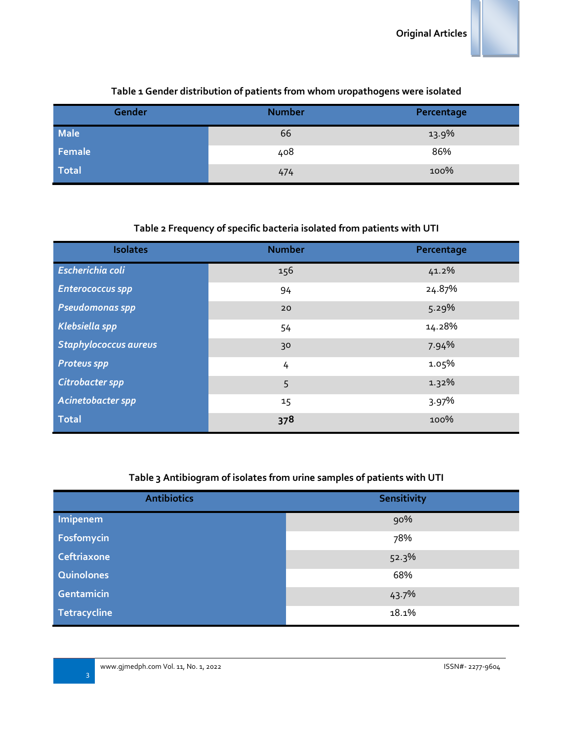Table 1 Gender distribution of patients from whom uropathogens were isolated

| Gender | Number | Percentage |
| --- | --- | --- |
| Male | 66 | 13.9% |
| Female | 408 | 86% |
| Total | 474 | 100% |

Table 2 Frequency of specific bacteria isolated from patients with UTI

| Isolates | Number | Percentage |
| --- | --- | --- |
| *Escherichia coli* | 156 | 41.2% |
| *Enterococcus spp* | 94 | 24.87% |
| *Pseudomonas spp* | 20 | 5.29% |
| *Klebsiella spp* | 54 | 14.28% |
| *Staphylococcus aureus* | 30 | 7.94% |
| *Proteus spp* | 4 | 1.05% |
| *Citrobacter spp* | 5 | 1.32% |
| *Acinetobacter spp* | 15 | 3.97% |
| Total | **378** | 100% |

Table 3 Antibiogram of isolates from urine samples of patients with UTI

| Antibiotics | Sensitivity |
| --- | --- |
| Imipenem | 90% |
| Fosfomycin | 78% |
| Ceftriaxone | 52.3% |
| Quinolones | 68% |
| Gentamicin | 43.7% |
| Tetracycline | 18.1% |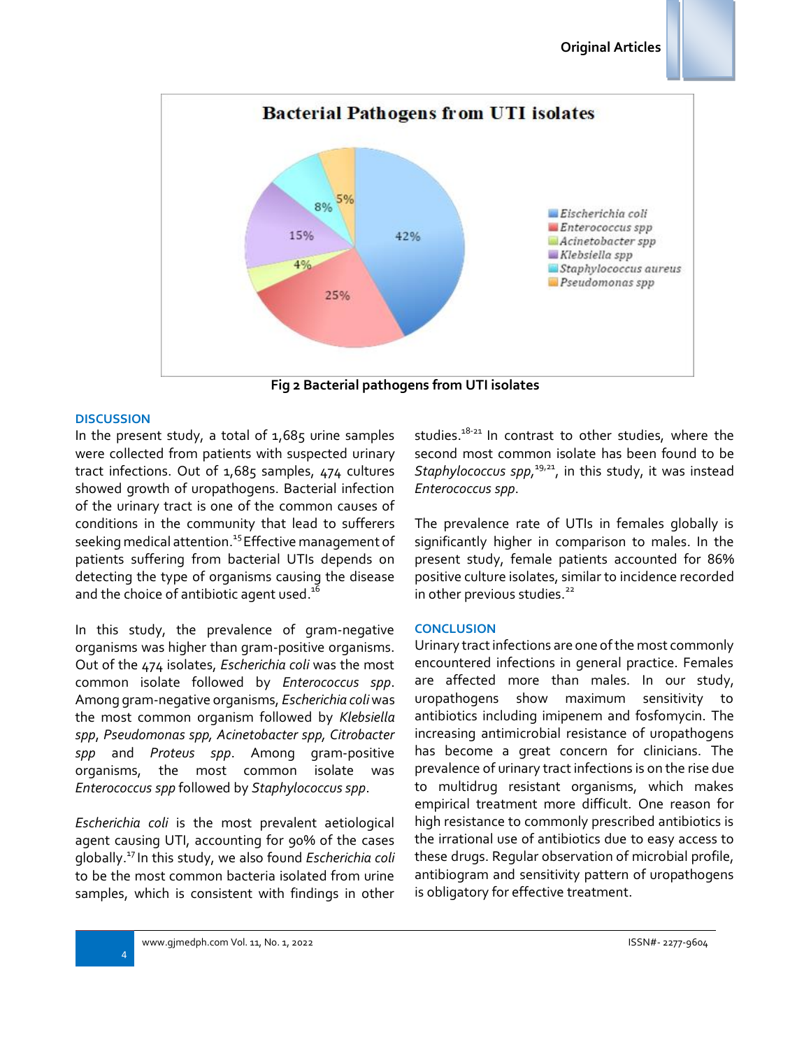Fig 2 Bacterial pathogens from UTI isolates

## DISCUSSION

In the present study, a total of 1,685 urine samples were collected from patients with suspected urinary tract infections. Out of 1,685 samples, 474 cultures showed growth of uropathogens. Bacterial infection of the urinary tract is one of the common causes of conditions in the community that lead to sufferers seeking medical attention.[15] Effective management of patients suffering from bacterial UTIs depends on detecting the type of organisms causing the disease and the choice of antibiotic agent used.[16]

In this study, the prevalence of gram-negative organisms was higher than gram-positive organisms. Out of the 474 isolates, *Escherichia coli* was the most common isolate followed by *Enterococcus spp*. Among gram-negative organisms, *Escherichia coli* was the most common organism followed by *Klebsiella spp*, *Pseudomonas spp*, *Acinetobacter spp*, *Citrobacter spp* and *Proteus spp*. Among gram-positive organisms, the most common isolate was *Enterococcus spp* followed by *Staphylococcus spp*.

*Escherichia coli* is the most prevalent aetiological agent causing UTI, accounting for 90% of the cases globally.[17] In this study, we also found *Escherichia coli* to be the most common bacteria isolated from urine samples, which is consistent with findings in other studies.[18-21] In contrast to other studies, where the second most common isolate has been found to be *Staphylococcus spp*,[19,21], in this study, it was instead *Enterococcus spp*.

The prevalence rate of UTIs in females globally is significantly higher in comparison to males. In the present study, female patients accounted for 86% positive culture isolates, similar to incidence recorded in other previous studies.[22]

## CONCLUSION

Urinary tract infections are one of the most commonly encountered infections in general practice. Females are affected more than males. In our study, uropathogens show maximum sensitivity to antibiotics including imipenem and fosfomycin. The increasing antimicrobial resistance of uropathogens has become a great concern for clinicians. The prevalence of urinary tract infections is on the rise due to multidrug resistant organisms, which makes empirical treatment more difficult. One reason for high resistance to commonly prescribed antibiotics is the irrational use of antibiotics due to easy access to these drugs. Regular observation of microbial profile, antibiogram and sensitivity pattern of uropathogens is obligatory for effective treatment.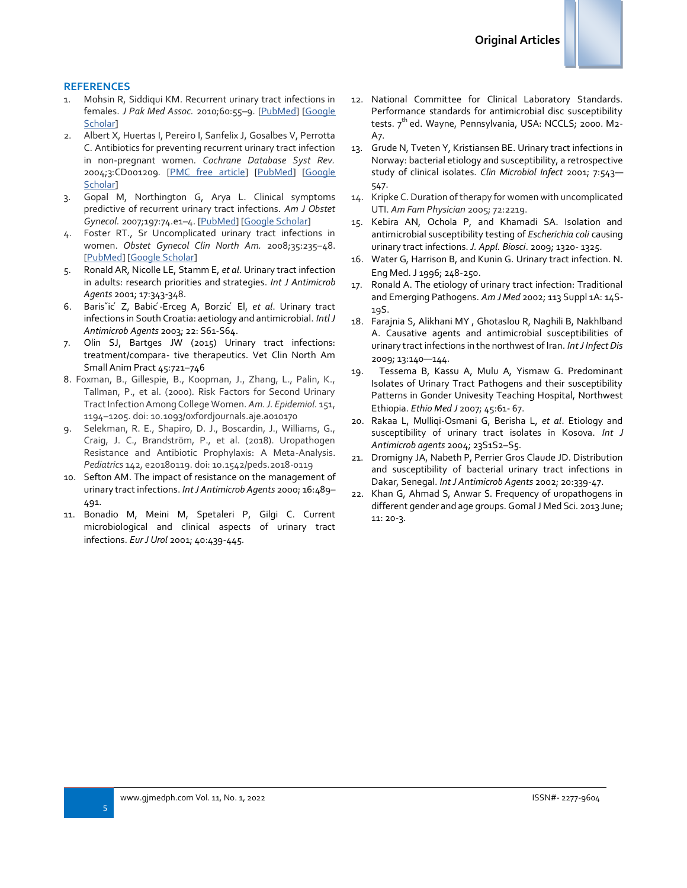## REFERENCES

1. Mohsin R, Siddiqui KM. Recurrent urinary tract infections in females. *J Pak Med Assoc.* 2010;60:55–9. [PubMed] [Google Scholar]
2. Albert X, Huertas I, Pereiro I, Sanfelix J, Gosalbes V, Perrotta C. Antibiotics for preventing recurrent urinary tract infection in non-pregnant women. *Cochrane Database Syst Rev.* 2004;3:CD001209. [PMC free article] [PubMed] [Google Scholar]
3. Gopal M, Northington G, Arya L. Clinical symptoms predictive of recurrent urinary tract infections. *Am J Obstet Gynecol.* 2007;197:74.e1–4. [PubMed] [Google Scholar]
4. Foster RT., Sr Uncomplicated urinary tract infections in women. *Obstet Gynecol Clin North Am.* 2008;35:235–48. [PubMed] [Google Scholar]
5. Ronald AR, Nicolle LE, Stamm E, *et al*. Urinary tract infection in adults: research priorities and strategies. *Int J Antimicrob Agents* 2001; 17:343-348.
6. Barisˇic´ Z, Babic´-Erceg A, Borzic´ EI, *et al*. Urinary tract infections in South Croatia: aetiology and antimicrobial. *Intl J Antimicrob Agents* 2003; 22: S61-S64.
7. Olin SJ, Bartges JW (2015) Urinary tract infections: treatment/compara- tive therapeutics. Vet Clin North Am Small Anim Pract 45:721–746
8. Foxman, B., Gillespie, B., Koopman, J., Zhang, L., Palin, K., Tallman, P., et al. (2000). Risk Factors for Second Urinary Tract Infection Among College Women. *Am. J. Epidemiol.* 151, 1194–1205. doi: 10.1093/oxfordjournals.aje.a010170
9. Selekman, R. E., Shapiro, D. J., Boscardin, J., Williams, G., Craig, J. C., Brandström, P., et al. (2018). Uropathogen Resistance and Antibiotic Prophylaxis: A Meta-Analysis. *Pediatrics* 142, e20180119. doi: 10.1542/peds.2018-0119
10. Sefton AM. The impact of resistance on the management of urinary tract infections. *Int J Antimicrob Agents* 2000; 16:489–491.
11. Bonadio M, Meini M, Spetaleri P, Gilgi C. Current microbiological and clinical aspects of urinary tract infections. *Eur J Urol* 2001; 40:439-445.
12. National Committee for Clinical Laboratory Standards. Performance standards for antimicrobial disc susceptibility tests. 7th ed. Wayne, Pennsylvania, USA: NCCLS; 2000. M2-A7.
13. Grude N, Tveten Y, Kristiansen BE. Urinary tract infections in Norway: bacterial etiology and susceptibility, a retrospective study of clinical isolates. *Clin Microbiol Infect* 2001; 7:543—547.
14. Kripke C. Duration of therapy for women with uncomplicated UTI. *Am Fam Physician* 2005; 72:2219.
15. Kebira AN, Ochola P, and Khamadi SA. Isolation and antimicrobial susceptibility testing of *Escherichia coli* causing urinary tract infections. *J. Appl. Biosci*. 2009; 1320- 1325.
16. Water G, Harrison B, and Kunin G. Urinary tract infection. N. Eng Med. J 1996; 248-250.
17. Ronald A. The etiology of urinary tract infection: Traditional and Emerging Pathogens. *Am J Med* 2002; 113 Suppl 1A: 14S-19S.
18. Farajnia S, Alikhani MY , Ghotaslou R, Naghili B, Nakhlband A. Causative agents and antimicrobial susceptibilities of urinary tract infections in the northwest of Iran. *Int J Infect Dis* 2009; 13:140—144.
19. Tessema B, Kassu A, Mulu A, Yismaw G. Predominant Isolates of Urinary Tract Pathogens and their susceptibility Patterns in Gonder Univesity Teaching Hospital, Northwest Ethiopia. *Ethio Med J* 2007; 45:61- 67.
20. Rakaa L, Mulliqi-Osmani G, Berisha L, *et al*. Etiology and susceptibility of urinary tract isolates in Kosova. *Int J Antimicrob agents* 2004; 23S1S2–S5.
21. Dromigny JA, Nabeth P, Perrier Gros Claude JD. Distribution and susceptibility of bacterial urinary tract infections in Dakar, Senegal. *Int J Antimicrob Agents* 2002; 20:339-47.
22. Khan G, Ahmad S, Anwar S. Frequency of uropathogens in different gender and age groups. Gomal J Med Sci. 2013 June; 11: 20-3.